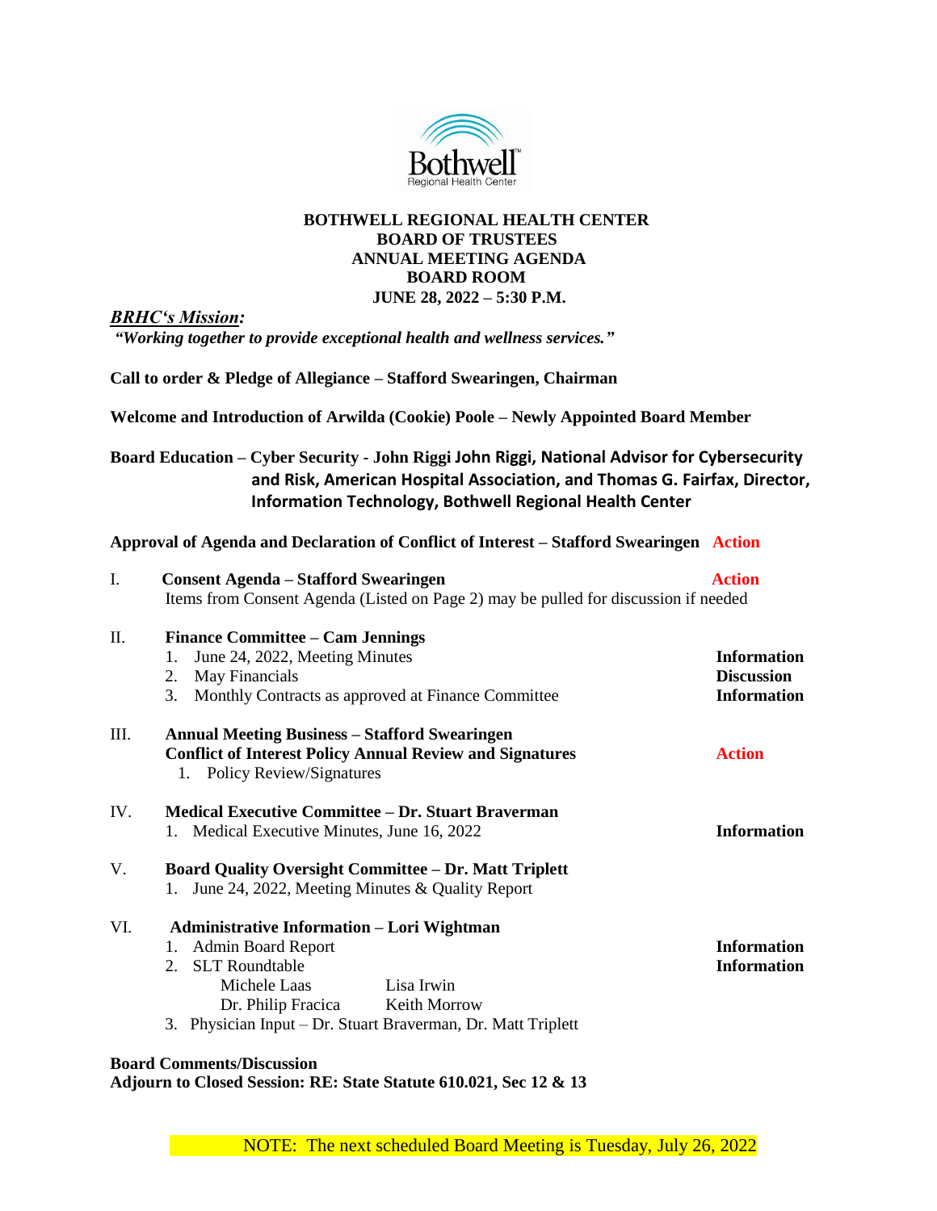**BOTHWELL REGIONAL HEALTH CENTER**
**BOARD OF TRUSTEES**
**ANNUAL MEETING AGENDA**
**BOARD ROOM**
**JUNE 28, 2022 – 5:30 P.M.**

***BRHC's Mission:***
***"Working together to provide exceptional health and wellness services."***

**Call to order & Pledge of Allegiance – Stafford Swearingen, Chairman**

**Welcome and Introduction of Arwilda (Cookie) Poole – Newly Appointed Board Member**

**Board Education – Cyber Security - John Riggi John Riggi, National Advisor for Cybersecurity and Risk, American Hospital Association, and Thomas G. Fairfax, Director, Information Technology, Bothwell Regional Health Center**

**Approval of Agenda and Declaration of Conflict of Interest – Stafford Swearingen** **Action**

I. **Consent Agenda – Stafford Swearingen** **Action**
Items from Consent Agenda (Listed on Page 2) may be pulled for discussion if needed

II. **Finance Committee – Cam Jennings**
1. June 24, 2022, Meeting Minutes **Information**
2. May Financials **Discussion**
3. Monthly Contracts as approved at Finance Committee **Information**

III. **Annual Meeting Business – Stafford Swearingen**
**Conflict of Interest Policy Annual Review and Signatures** **Action**
1. Policy Review/Signatures

IV. **Medical Executive Committee – Dr. Stuart Braverman**
1. Medical Executive Minutes, June 16, 2022 **Information**

V. **Board Quality Oversight Committee – Dr. Matt Triplett**
1. June 24, 2022, Meeting Minutes & Quality Report

VI. **Administrative Information – Lori Wightman**
1. Admin Board Report **Information**
2. SLT Roundtable **Information**
   - Michele Laas
   - Lisa Irwin
   - Dr. Philip Fracica
   - Keith Morrow
3. Physician Input – Dr. Stuart Braverman, Dr. Matt Triplett

**Board Comments/Discussion**
**Adjourn to Closed Session: RE: State Statute 610.021, Sec 12 & 13**

NOTE: The next scheduled Board Meeting is Tuesday, July 26, 2022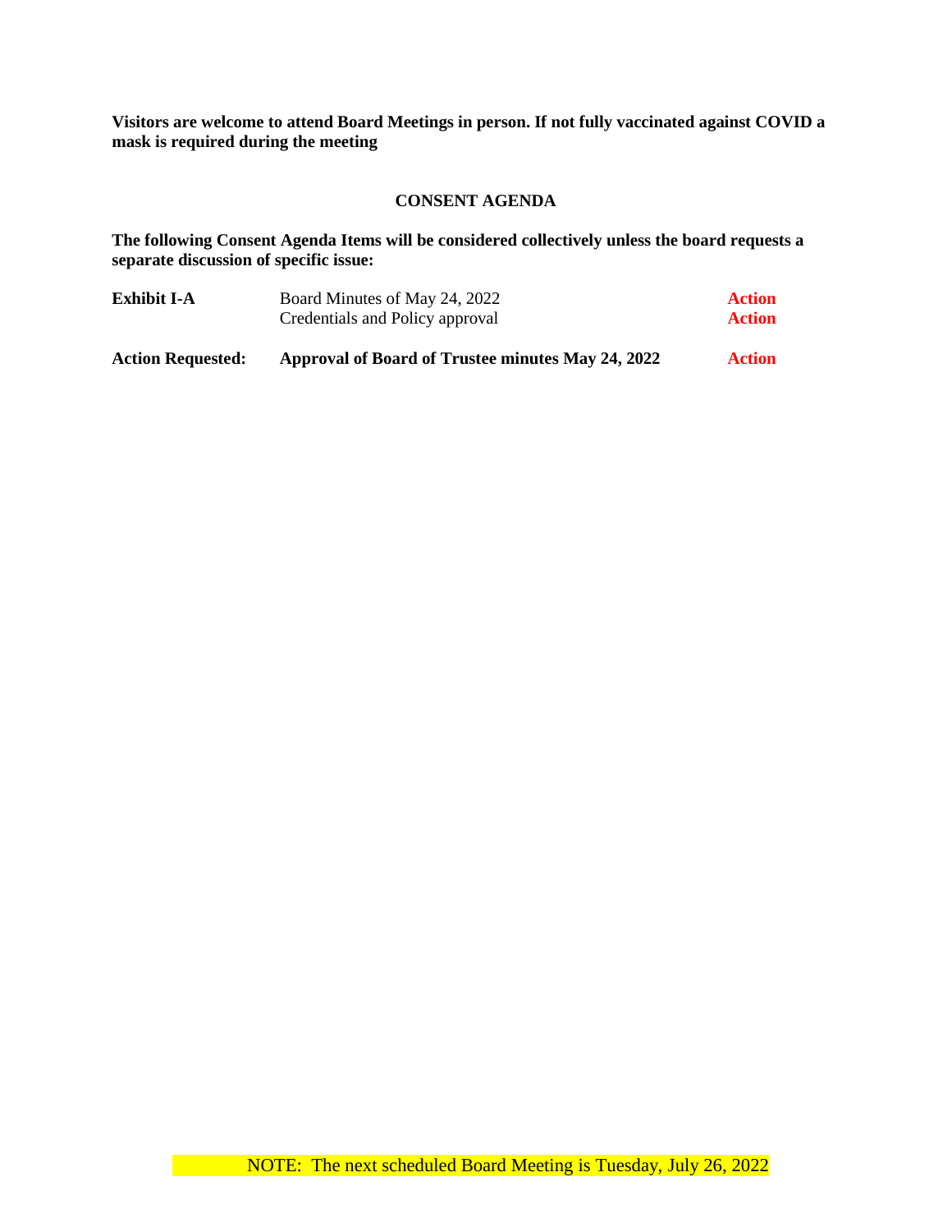**Visitors are welcome to attend Board Meetings in person. If not fully vaccinated against COVID a mask is required during the meeting**

## CONSENT AGENDA

**The following Consent Agenda Items will be considered collectively unless the board requests a separate discussion of specific issue:**

| | | |
|---|---|---|
| **Exhibit I-A** | Board Minutes of May 24, 2022 | **Action** |
| | Credentials and Policy approval | **Action** |
| **Action Requested:** | **Approval of Board of Trustee minutes May 24, 2022** | **Action** |

NOTE: The next scheduled Board Meeting is Tuesday, July 26, 2022